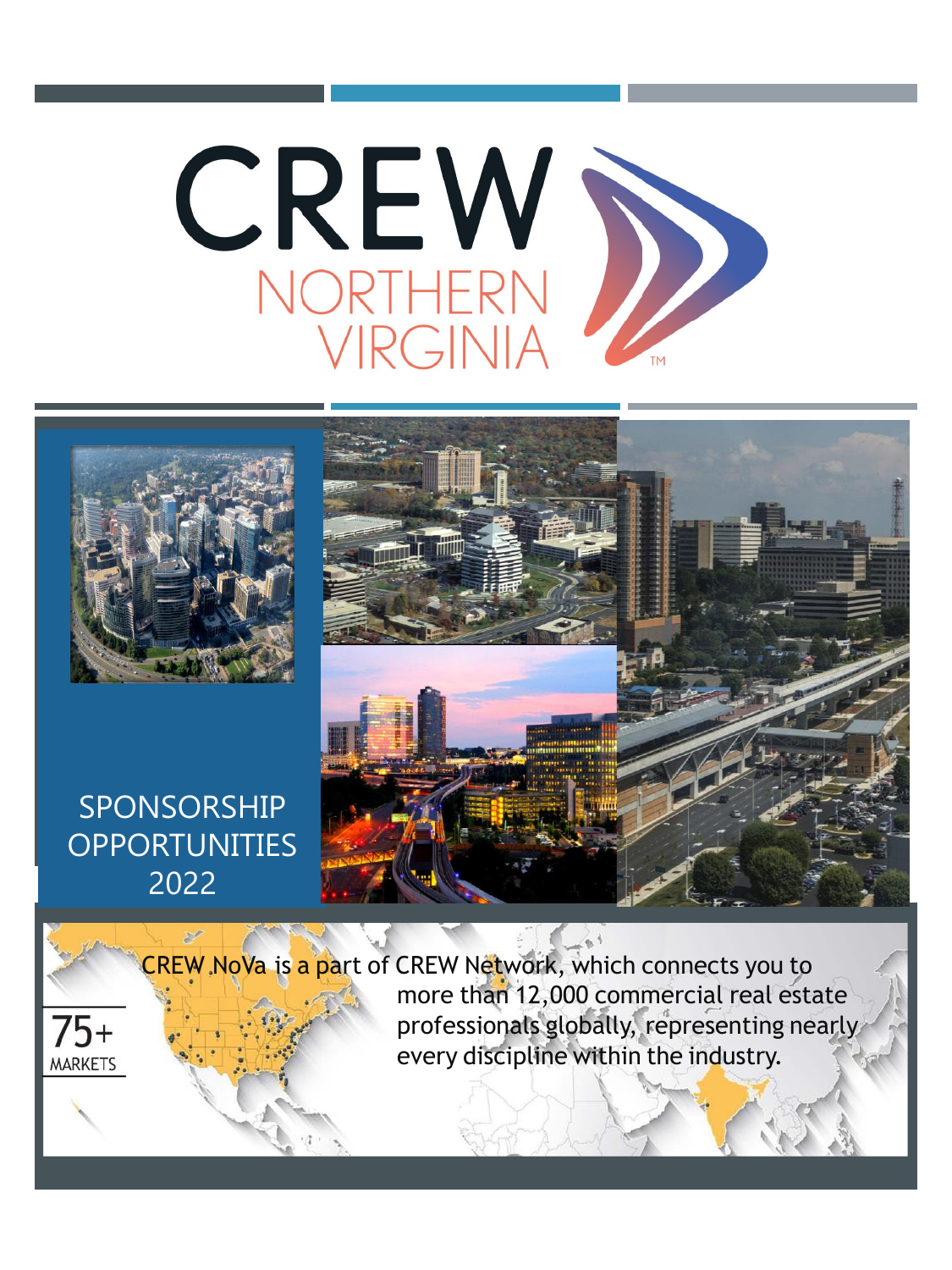# CREW NORTHERN VIRGINIA

## SPONSORSHIP OPPORTUNITIES 2022

CREW NoVa is a part of CREW Network, which connects you to more than 12,000 commercial real estate professionals globally, representing nearly every discipline within the industry.

75+ MARKETS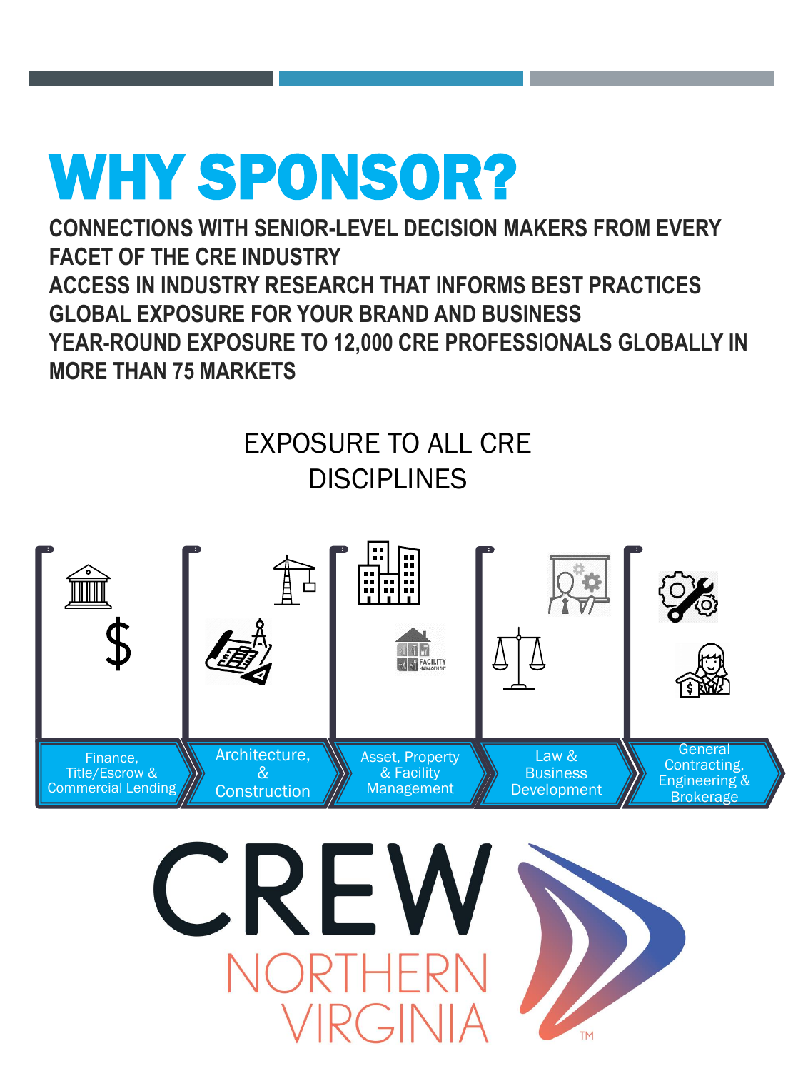# WHY SPONSOR?

**CONNECTIONS WITH SENIOR-LEVEL DECISION MAKERS FROM EVERY FACET OF THE CRE INDUSTRY**
**ACCESS IN INDUSTRY RESEARCH THAT INFORMS BEST PRACTICES**
**GLOBAL EXPOSURE FOR YOUR BRAND AND BUSINESS**
**YEAR-ROUND EXPOSURE TO 12,000 CRE PROFESSIONALS GLOBALLY IN MORE THAN 75 MARKETS**

## EXPOSURE TO ALL CRE DISCIPLINES

- Finance, Title/Escrow & Commercial Lending
- Architecture, & Construction
- Asset, Property & Facility Management
- Law & Business Development
- General Contracting, Engineering & Brokerage

CREW NORTHERN VIRGINIA™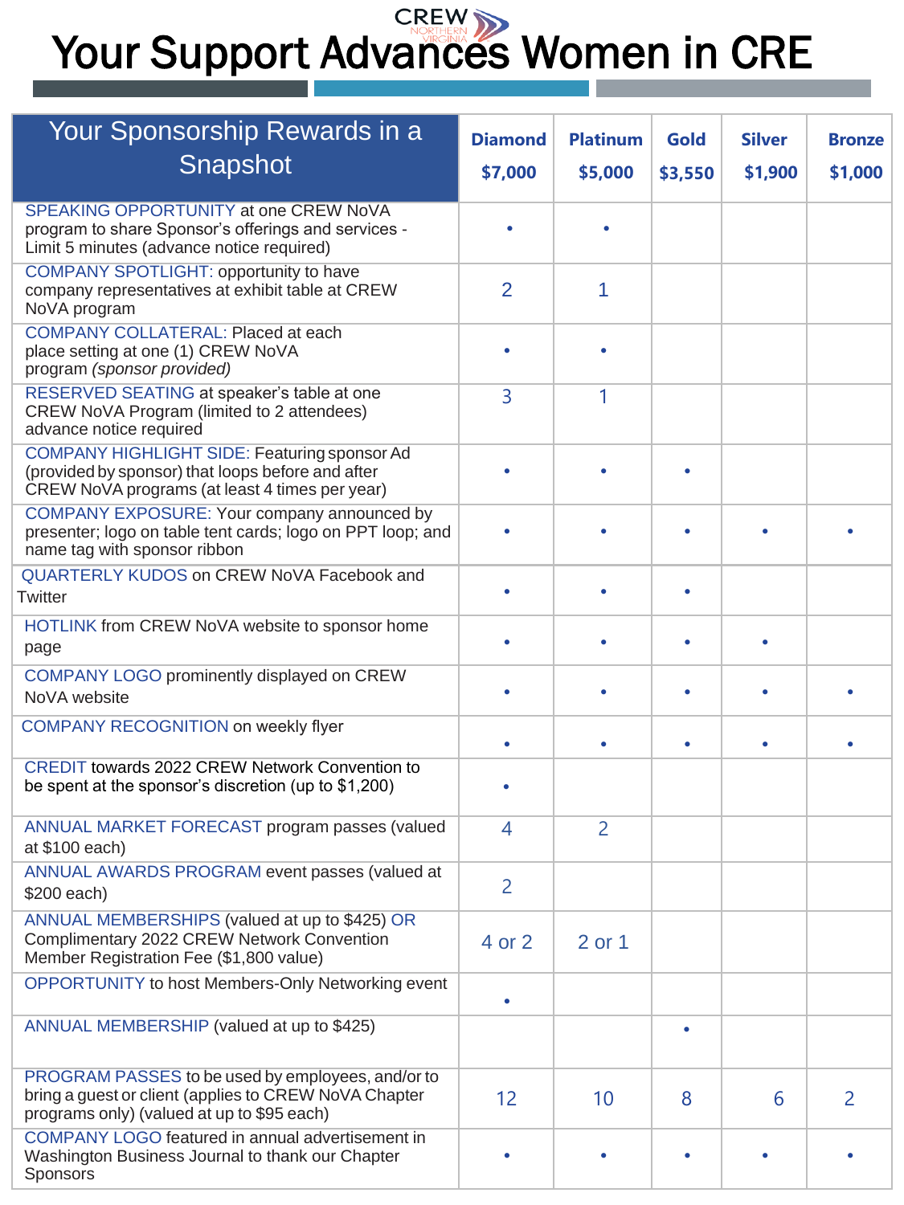CREW NORTHERN VIRGINIA

# Your Support Advances Women in CRE

| Your Sponsorship Rewards in a Snapshot | Diamond $7,000 | Platinum $5,000 | Gold $3,550 | Silver $1,900 | Bronze $1,000 |
|---|---|---|---|---|---|
| SPEAKING OPPORTUNITY at one CREW NoVA program to share Sponsor's offerings and services - Limit 5 minutes (advance notice required) | • | • | | | |
| COMPANY SPOTLIGHT: opportunity to have company representatives at exhibit table at CREW NoVA program | 2 | 1 | | | |
| COMPANY COLLATERAL: Placed at each place setting at one (1) CREW NoVA program *(sponsor provided)* | • | • | | | |
| RESERVED SEATING at speaker's table at one CREW NoVA Program (limited to 2 attendees) advance notice required | 3 | 1 | | | |
| COMPANY HIGHLIGHT SIDE: Featuring sponsor Ad (provided by sponsor) that loops before and after CREW NoVA programs (at least 4 times per year) | • | • | • | | |
| COMPANY EXPOSURE: Your company announced by presenter; logo on table tent cards; logo on PPT loop; and name tag with sponsor ribbon | • | • | • | • | • |
| QUARTERLY KUDOS on CREW NoVA Facebook and Twitter | • | • | • | | |
| HOTLINK from CREW NoVA website to sponsor home page | • | • | • | • | |
| COMPANY LOGO prominently displayed on CREW NoVA website | • | • | • | • | • |
| COMPANY RECOGNITION on weekly flyer | • | • | • | • | • |
| CREDIT towards 2022 CREW Network Convention to be spent at the sponsor's discretion (up to $1,200) | • | | | | |
| ANNUAL MARKET FORECAST program passes (valued at $100 each) | 4 | 2 | | | |
| ANNUAL AWARDS PROGRAM event passes (valued at $200 each) | 2 | | | | |
| ANNUAL MEMBERSHIPS (valued at up to $425) OR Complimentary 2022 CREW Network Convention Member Registration Fee ($1,800 value) | 4 or 2 | 2 or 1 | | | |
| OPPORTUNITY to host Members-Only Networking event | • | | | | |
| ANNUAL MEMBERSHIP (valued at up to $425) | | | • | | |
| PROGRAM PASSES to be used by employees, and/or to bring a guest or client (applies to CREW NoVA Chapter programs only) (valued at up to $95 each) | 12 | 10 | 8 | 6 | 2 |
| COMPANY LOGO featured in annual advertisement in Washington Business Journal to thank our Chapter Sponsors | • | • | • | • | • |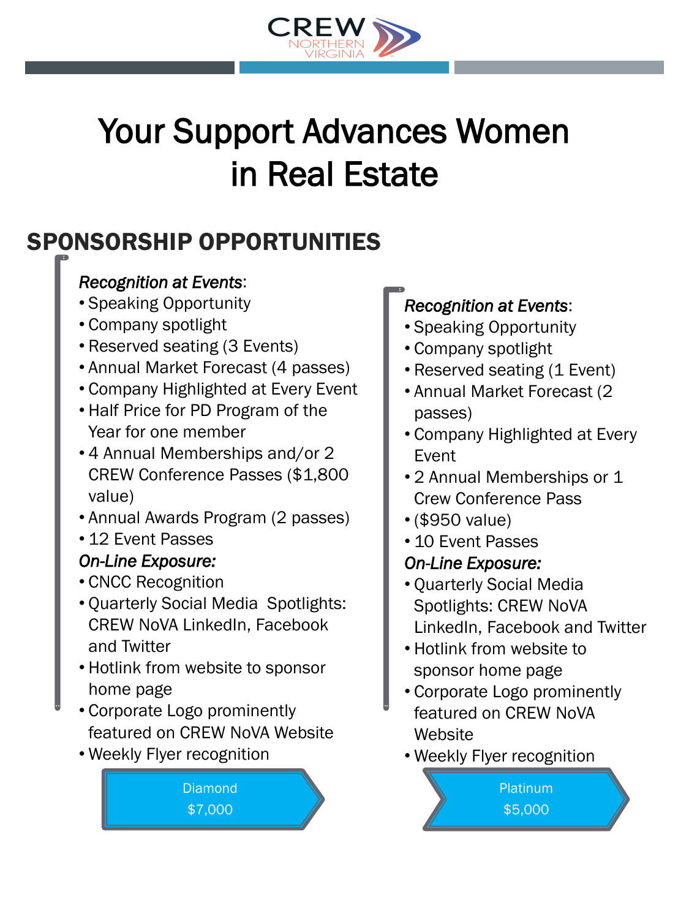# Your Support Advances Women in Real Estate

## SPONSORSHIP OPPORTUNITIES

*Recognition at Events*:

- Speaking Opportunity
- Company spotlight
- Reserved seating (3 Events)
- Annual Market Forecast (4 passes)
- Company Highlighted at Every Event
- Half Price for PD Program of the Year for one member
- 4 Annual Memberships and/or 2 CREW Conference Passes ($1,800 value)
- Annual Awards Program (2 passes)
- 12 Event Passes

*On-Line Exposure:*

- CNCC Recognition
- Quarterly Social Media Spotlights: CREW NoVA LinkedIn, Facebook and Twitter
- Hotlink from website to sponsor home page
- Corporate Logo prominently featured on CREW NoVA Website
- Weekly Flyer recognition

**Diamond**
**$7,000**

*Recognition at Events*:

- Speaking Opportunity
- Company spotlight
- Reserved seating (1 Event)
- Annual Market Forecast (2 passes)
- Company Highlighted at Every Event
- 2 Annual Memberships or 1 Crew Conference Pass
- ($950 value)
- 10 Event Passes

*On-Line Exposure:*

- Quarterly Social Media Spotlights: CREW NoVA LinkedIn, Facebook and Twitter
- Hotlink from website to sponsor home page
- Corporate Logo prominently featured on CREW NoVA Website
- Weekly Flyer recognition

**Platinum**
**$5,000**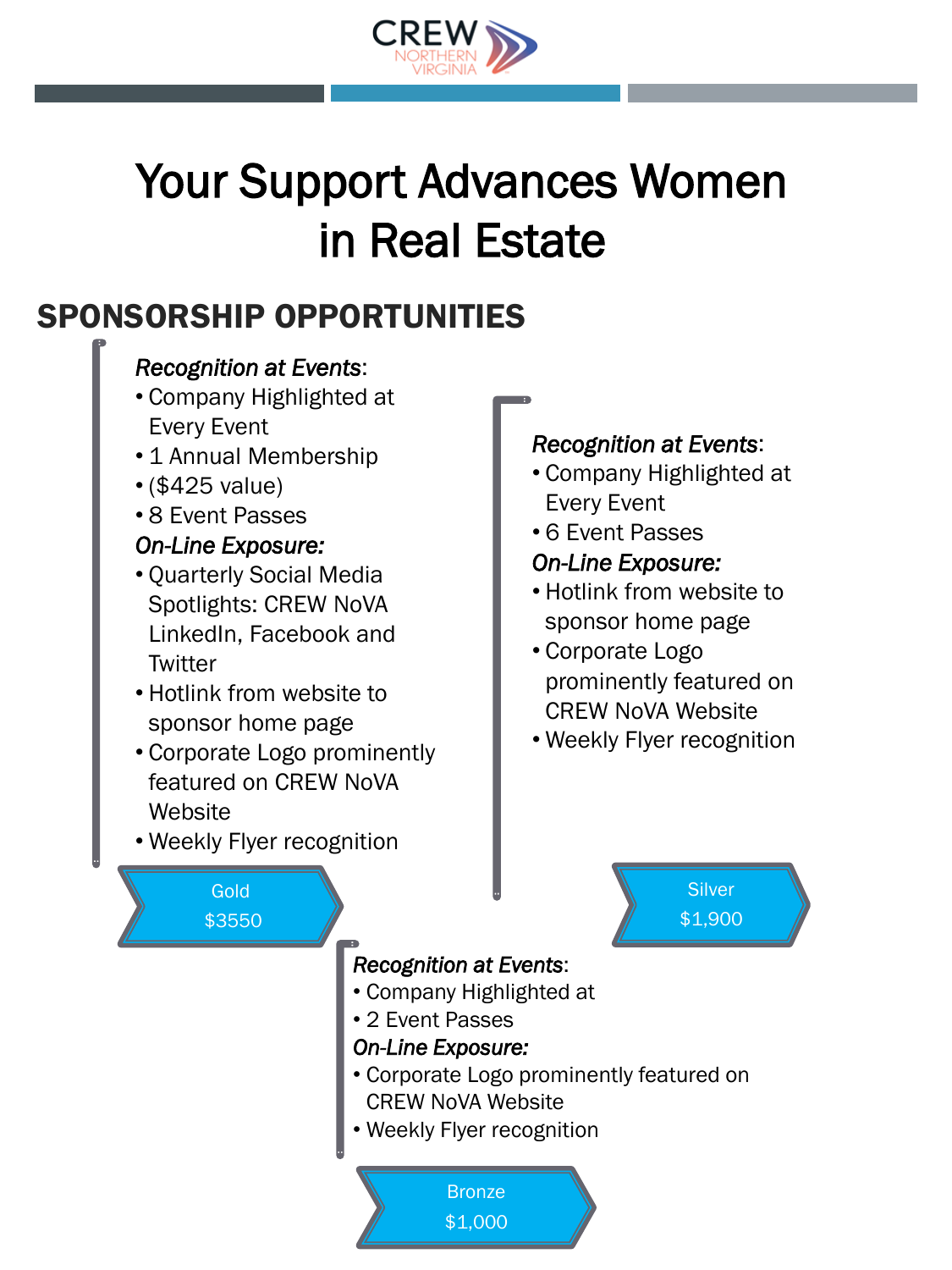CREW NORTHERN VIRGINIA

# Your Support Advances Women in Real Estate

## SPONSORSHIP OPPORTUNITIES

### Gold $3550

***Recognition at Events***:

- Company Highlighted at Every Event
- 1 Annual Membership
- ($425 value)
- 8 Event Passes

***On-Line Exposure:***

- Quarterly Social Media Spotlights: CREW NoVA LinkedIn, Facebook and Twitter
- Hotlink from website to sponsor home page
- Corporate Logo prominently featured on CREW NoVA Website
- Weekly Flyer recognition

### Silver $1,900

***Recognition at Events***:

- Company Highlighted at Every Event
- 6 Event Passes

***On-Line Exposure:***

- Hotlink from website to sponsor home page
- Corporate Logo prominently featured on CREW NoVA Website
- Weekly Flyer recognition

### Bronze $1,000

***Recognition at Events***:

- Company Highlighted at
- 2 Event Passes

***On-Line Exposure:***

- Corporate Logo prominently featured on CREW NoVA Website
- Weekly Flyer recognition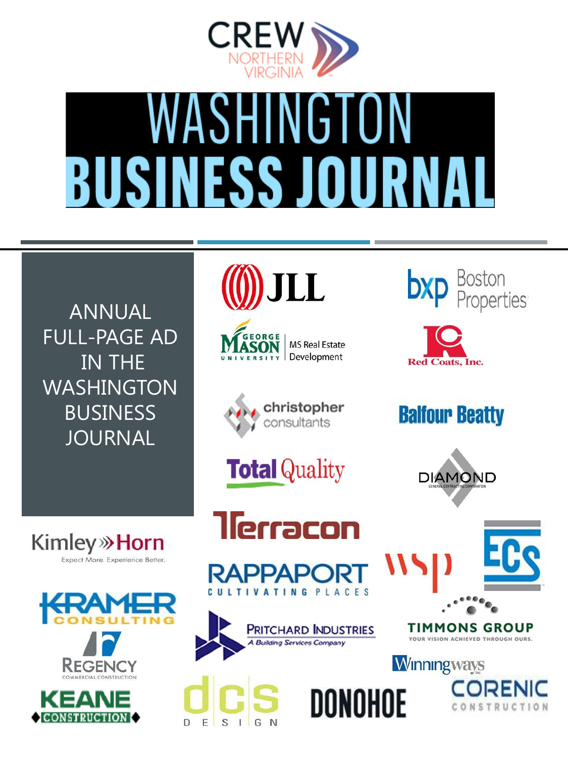CREW NORTHERN VIRGINIA

# WASHINGTON BUSINESS JOURNAL

ANNUAL FULL-PAGE AD IN THE WASHINGTON BUSINESS JOURNAL

JLL

bxp Boston Properties

GEORGE MASON UNIVERSITY MS Real Estate Development

Red Coats, Inc.

christopher consultants

Balfour Beatty

Total Quality

DIAMOND GENERAL CONTRACTING CORPORATION

Kimley»Horn Expect More. Experience Better.

Terracon

RAPPAPORT CULTIVATING PLACES

wsp

ECS

KRAMER CONSULTING

PRITCHARD INDUSTRIES A Building Services Company

TIMMONS GROUP YOUR VISION ACHIEVED THROUGH OURS.

REGENCY COMMERCIAL CONSTRUCTION

Winningways Inc.

KEANE CONSTRUCTION

dcs DESIGN

DONOHOE

CORENIC CONSTRUCTION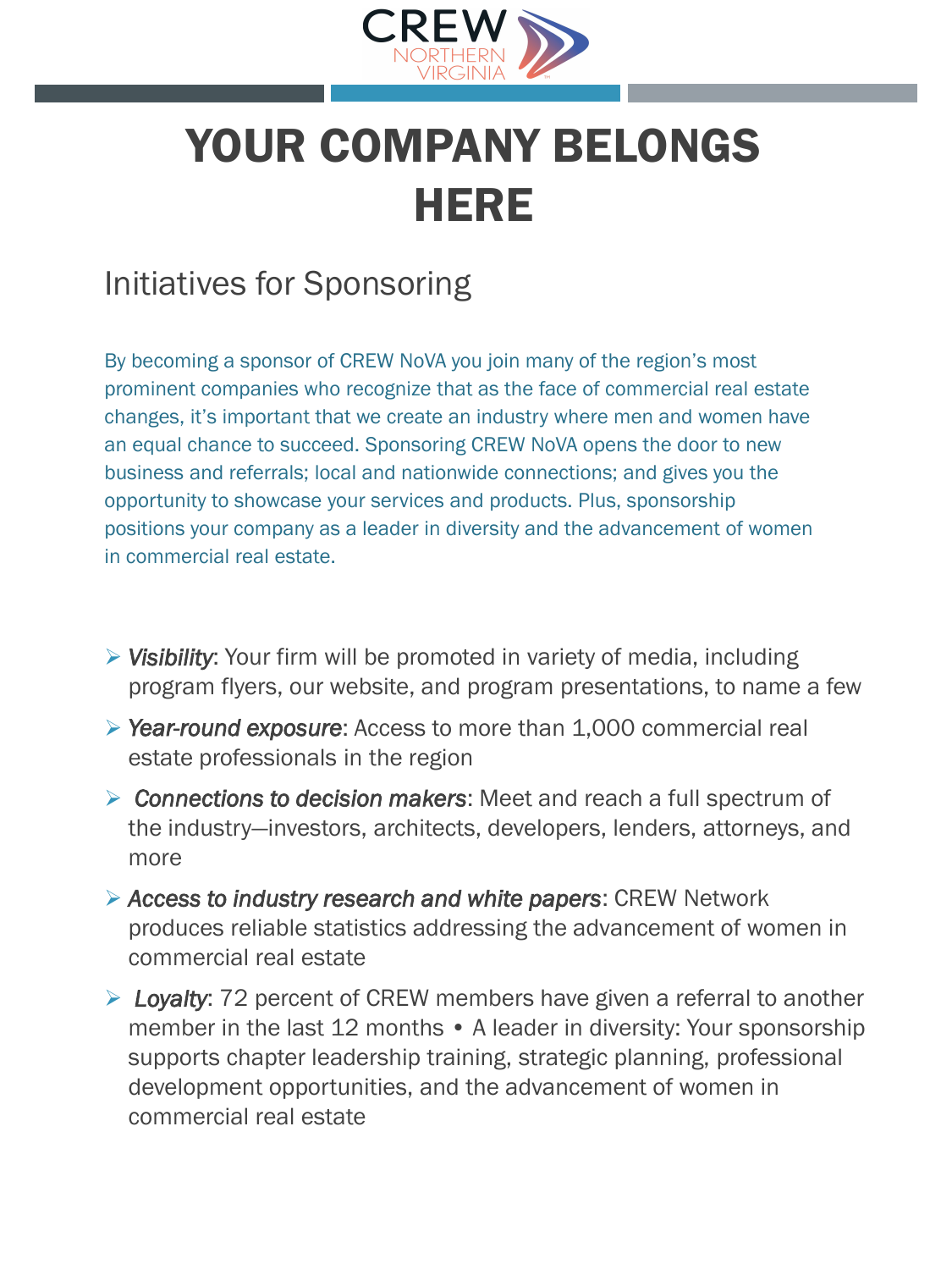CREW NORTHERN VIRGINIA

# YOUR COMPANY BELONGS HERE

## Initiatives for Sponsoring

By becoming a sponsor of CREW NoVA you join many of the region's most prominent companies who recognize that as the face of commercial real estate changes, it's important that we create an industry where men and women have an equal chance to succeed. Sponsoring CREW NoVA opens the door to new business and referrals; local and nationwide connections; and gives you the opportunity to showcase your services and products. Plus, sponsorship positions your company as a leader in diversity and the advancement of women in commercial real estate.

- *Visibility*: Your firm will be promoted in variety of media, including program flyers, our website, and program presentations, to name a few
- *Year-round exposure*: Access to more than 1,000 commercial real estate professionals in the region
- *Connections to decision makers*: Meet and reach a full spectrum of the industry—investors, architects, developers, lenders, attorneys, and more
- *Access to industry research and white papers*: CREW Network produces reliable statistics addressing the advancement of women in commercial real estate
- *Loyalty*: 72 percent of CREW members have given a referral to another member in the last 12 months • A leader in diversity: Your sponsorship supports chapter leadership training, strategic planning, professional development opportunities, and the advancement of women in commercial real estate